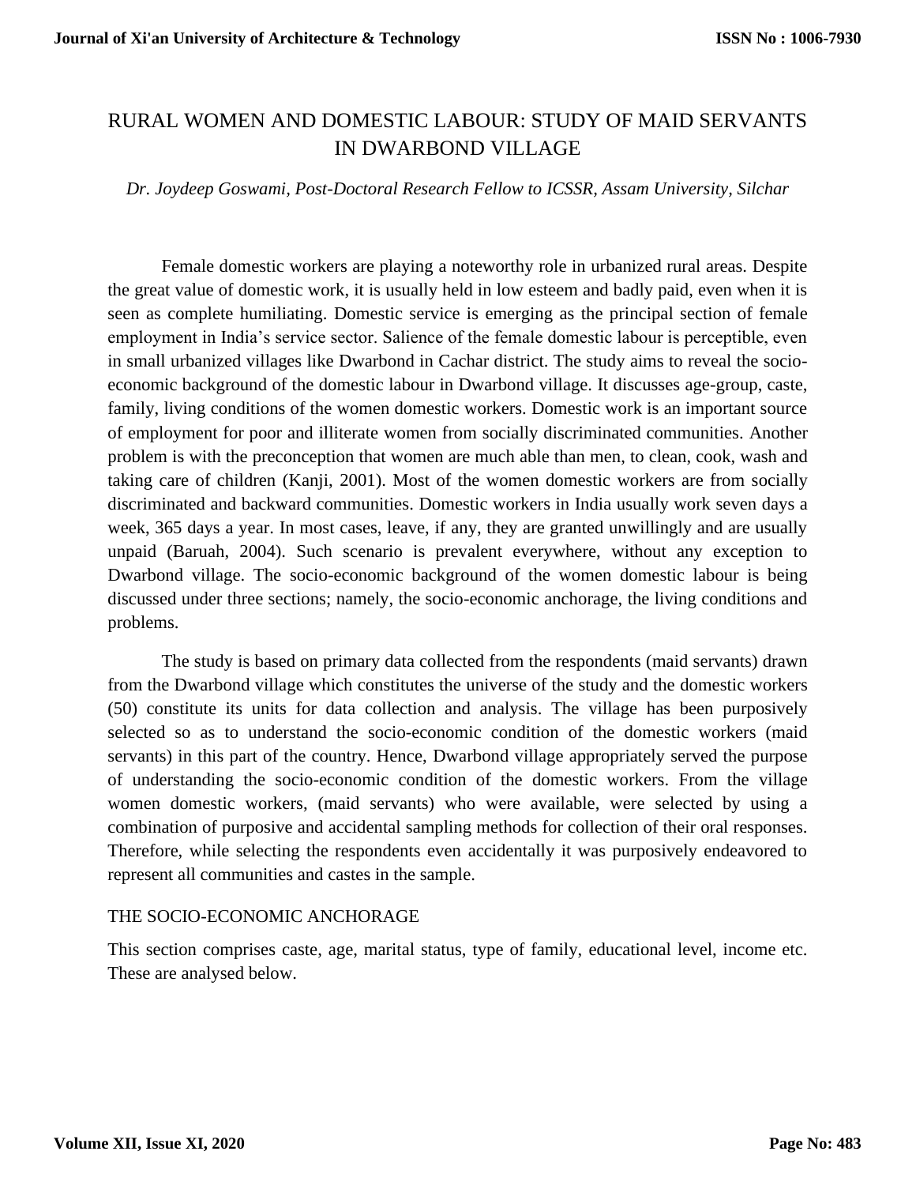# RURAL WOMEN AND DOMESTIC LABOUR: STUDY OF MAID SERVANTS IN DWARBOND VILLAGE

*Dr. Joydeep Goswami, Post-Doctoral Research Fellow to ICSSR, Assam University, Silchar*

Female domestic workers are playing a noteworthy role in urbanized rural areas. Despite the great value of domestic work, it is usually held in low esteem and badly paid, even when it is seen as complete humiliating. Domestic service is emerging as the principal section of female employment in India's service sector. Salience of the female domestic labour is perceptible, even in small urbanized villages like Dwarbond in Cachar district. The study aims to reveal the socio-economic background of the domestic labour in Dwarbond village. It discusses age-group, caste, family, living conditions of the women domestic workers. Domestic work is an important source of employment for poor and illiterate women from socially discriminated communities. Another problem is with the preconception that women are much able than men, to clean, cook, wash and taking care of children (Kanji, 2001). Most of the women domestic workers are from socially discriminated and backward communities. Domestic workers in India usually work seven days a week, 365 days a year. In most cases, leave, if any, they are granted unwillingly and are usually unpaid (Baruah, 2004). Such scenario is prevalent everywhere, without any exception to Dwarbond village. The socio-economic background of the women domestic labour is being discussed under three sections; namely, the socio-economic anchorage, the living conditions and problems.

The study is based on primary data collected from the respondents (maid servants) drawn from the Dwarbond village which constitutes the universe of the study and the domestic workers (50) constitute its units for data collection and analysis. The village has been purposively selected so as to understand the socio-economic condition of the domestic workers (maid servants) in this part of the country. Hence, Dwarbond village appropriately served the purpose of understanding the socio-economic condition of the domestic workers. From the village women domestic workers, (maid servants) who were available, were selected by using a combination of purposive and accidental sampling methods for collection of their oral responses. Therefore, while selecting the respondents even accidentally it was purposively endeavored to represent all communities and castes in the sample.

## THE SOCIO-ECONOMIC ANCHORAGE

This section comprises caste, age, marital status, type of family, educational level, income etc. These are analysed below.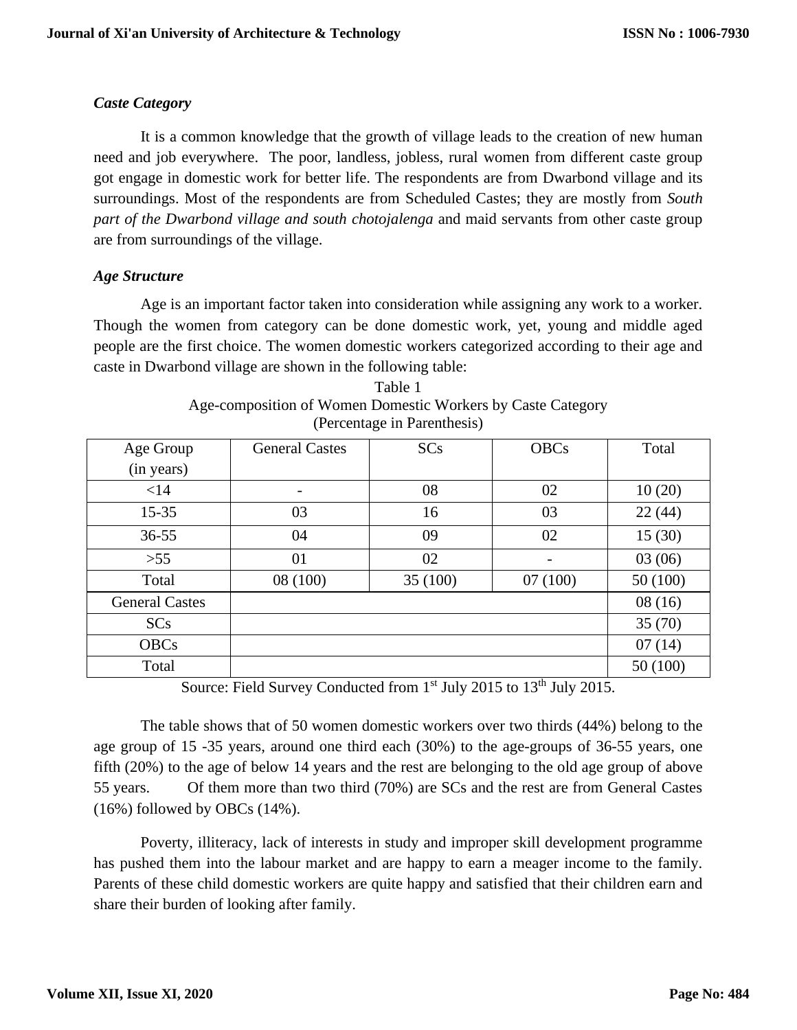### *Caste Category*

It is a common knowledge that the growth of village leads to the creation of new human need and job everywhere. The poor, landless, jobless, rural women from different caste group got engage in domestic work for better life. The respondents are from Dwarbond village and its surroundings. Most of the respondents are from Scheduled Castes; they are mostly from *South part of the Dwarbond village and south chotojalenga* and maid servants from other caste group are from surroundings of the village.

### *Age Structure*

Age is an important factor taken into consideration while assigning any work to a worker. Though the women from category can be done domestic work, yet, young and middle aged people are the first choice. The women domestic workers categorized according to their age and caste in Dwarbond village are shown in the following table:

Table 1
Age-composition of Women Domestic Workers by Caste Category
(Percentage in Parenthesis)

| Age Group (in years) | General Castes | SCs | OBCs | Total |
|---|---|---|---|---|
| <14 | - | 08 | 02 | 10 (20) |
| 15-35 | 03 | 16 | 03 | 22 (44) |
| 36-55 | 04 | 09 | 02 | 15 (30) |
| >55 | 01 | 02 | - | 03 (06) |
| Total | 08 (100) | 35 (100) | 07 (100) | 50 (100) |
| General Castes | | | | 08 (16) |
| SCs | | | | 35 (70) |
| OBCs | | | | 07 (14) |
| Total | | | | 50 (100) |

Source: Field Survey Conducted from 1st July 2015 to 13th July 2015.

The table shows that of 50 women domestic workers over two thirds (44%) belong to the age group of 15 -35 years, around one third each (30%) to the age-groups of 36-55 years, one fifth (20%) to the age of below 14 years and the rest are belonging to the old age group of above 55 years. Of them more than two third (70%) are SCs and the rest are from General Castes (16%) followed by OBCs (14%).

Poverty, illiteracy, lack of interests in study and improper skill development programme has pushed them into the labour market and are happy to earn a meager income to the family. Parents of these child domestic workers are quite happy and satisfied that their children earn and share their burden of looking after family.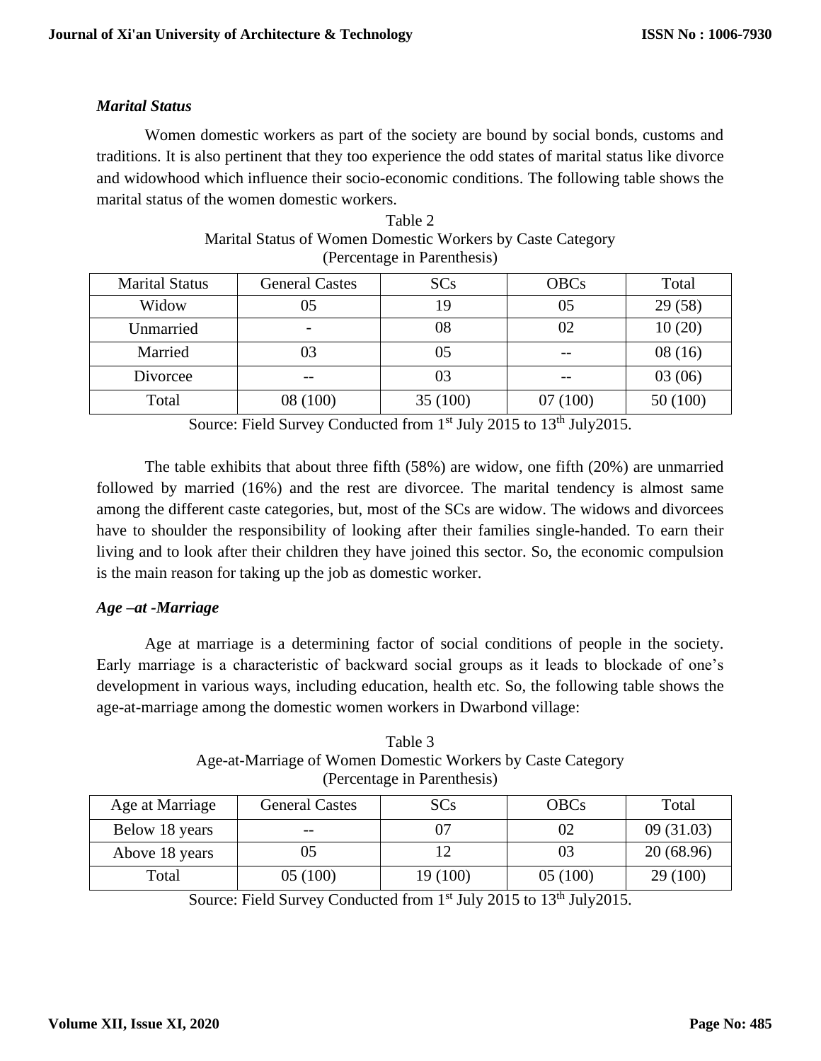### *Marital Status*

Women domestic workers as part of the society are bound by social bonds, customs and traditions. It is also pertinent that they too experience the odd states of marital status like divorce and widowhood which influence their socio-economic conditions. The following table shows the marital status of the women domestic workers.

Table 2
Marital Status of Women Domestic Workers by Caste Category
(Percentage in Parenthesis)

| Marital Status | General Castes | SCs | OBCs | Total |
|---|---|---|---|---|
| Widow | 05 | 19 | 05 | 29 (58) |
| Unmarried | - | 08 | 02 | 10 (20) |
| Married | 03 | 05 | -- | 08 (16) |
| Divorcee | -- | 03 | -- | 03 (06) |
| Total | 08 (100) | 35 (100) | 07 (100) | 50 (100) |

Source: Field Survey Conducted from 1st July 2015 to 13th July2015.

The table exhibits that about three fifth (58%) are widow, one fifth (20%) are unmarried followed by married (16%) and the rest are divorcee. The marital tendency is almost same among the different caste categories, but, most of the SCs are widow. The widows and divorcees have to shoulder the responsibility of looking after their families single-handed. To earn their living and to look after their children they have joined this sector. So, the economic compulsion is the main reason for taking up the job as domestic worker.

### *Age –at -Marriage*

Age at marriage is a determining factor of social conditions of people in the society. Early marriage is a characteristic of backward social groups as it leads to blockade of one's development in various ways, including education, health etc. So, the following table shows the age-at-marriage among the domestic women workers in Dwarbond village:

Table 3
Age-at-Marriage of Women Domestic Workers by Caste Category
(Percentage in Parenthesis)

| Age at Marriage | General Castes | SCs | OBCs | Total |
|---|---|---|---|---|
| Below 18 years | -- | 07 | 02 | 09 (31.03) |
| Above 18 years | 05 | 12 | 03 | 20 (68.96) |
| Total | 05 (100) | 19 (100) | 05 (100) | 29 (100) |

Source: Field Survey Conducted from 1st July 2015 to 13th July2015.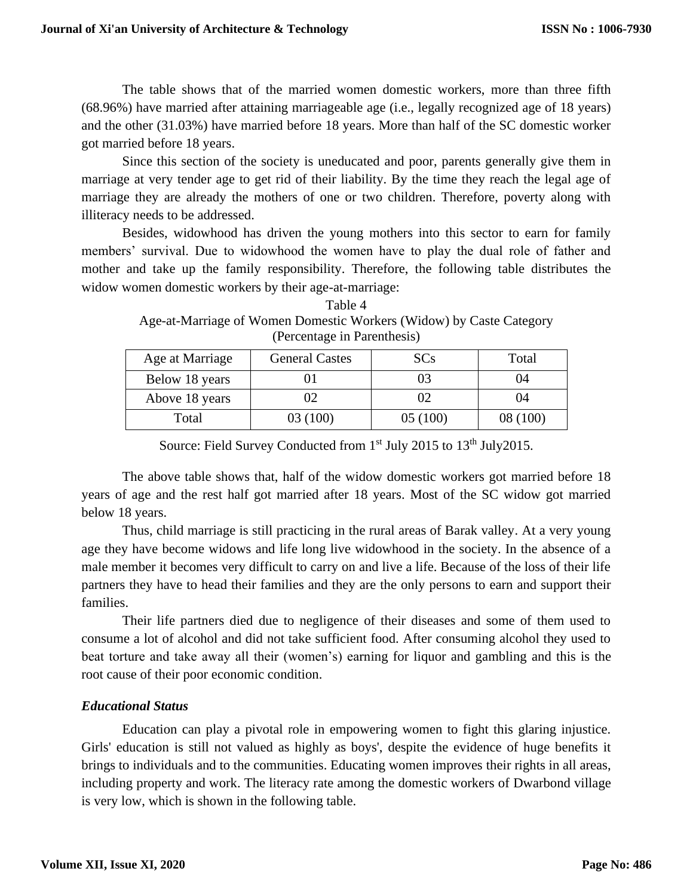The table shows that of the married women domestic workers, more than three fifth (68.96%) have married after attaining marriageable age (i.e., legally recognized age of 18 years) and the other (31.03%) have married before 18 years. More than half of the SC domestic worker got married before 18 years.

Since this section of the society is uneducated and poor, parents generally give them in marriage at very tender age to get rid of their liability. By the time they reach the legal age of marriage they are already the mothers of one or two children. Therefore, poverty along with illiteracy needs to be addressed.

Besides, widowhood has driven the young mothers into this sector to earn for family members' survival. Due to widowhood the women have to play the dual role of father and mother and take up the family responsibility. Therefore, the following table distributes the widow women domestic workers by their age-at-marriage:

Table 4
Age-at-Marriage of Women Domestic Workers (Widow) by Caste Category
(Percentage in Parenthesis)

| Age at Marriage | General Castes | SCs | Total |
|---|---|---|---|
| Below 18 years | 01 | 03 | 04 |
| Above 18 years | 02 | 02 | 04 |
| Total | 03 (100) | 05 (100) | 08 (100) |

Source: Field Survey Conducted from 1st July 2015 to 13th July2015.

The above table shows that, half of the widow domestic workers got married before 18 years of age and the rest half got married after 18 years. Most of the SC widow got married below 18 years.

Thus, child marriage is still practicing in the rural areas of Barak valley. At a very young age they have become widows and life long live widowhood in the society. In the absence of a male member it becomes very difficult to carry on and live a life. Because of the loss of their life partners they have to head their families and they are the only persons to earn and support their families.

Their life partners died due to negligence of their diseases and some of them used to consume a lot of alcohol and did not take sufficient food. After consuming alcohol they used to beat torture and take away all their (women's) earning for liquor and gambling and this is the root cause of their poor economic condition.

### *Educational Status*

Education can play a pivotal role in empowering women to fight this glaring injustice. Girls' education is still not valued as highly as boys', despite the evidence of huge benefits it brings to individuals and to the communities. Educating women improves their rights in all areas, including property and work. The literacy rate among the domestic workers of Dwarbond village is very low, which is shown in the following table.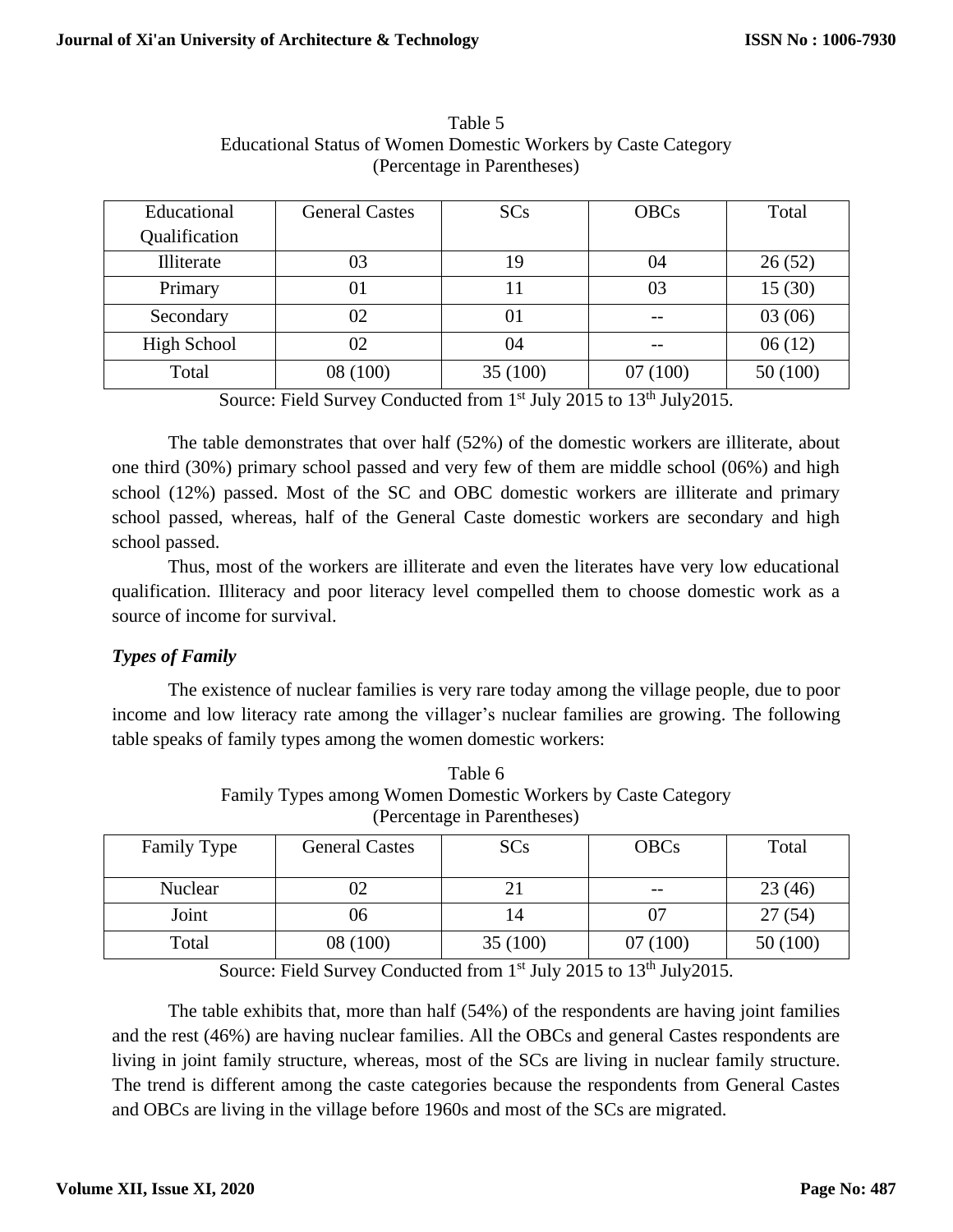Table 5
Educational Status of Women Domestic Workers by Caste Category
(Percentage in Parentheses)

| Educational Qualification | General Castes | SCs | OBCs | Total |
|---|---|---|---|---|
| Illiterate | 03 | 19 | 04 | 26 (52) |
| Primary | 01 | 11 | 03 | 15 (30) |
| Secondary | 02 | 01 | -- | 03 (06) |
| High School | 02 | 04 | -- | 06 (12) |
| Total | 08 (100) | 35 (100) | 07 (100) | 50 (100) |

Source: Field Survey Conducted from 1st July 2015 to 13th July2015.

The table demonstrates that over half (52%) of the domestic workers are illiterate, about one third (30%) primary school passed and very few of them are middle school (06%) and high school (12%) passed. Most of the SC and OBC domestic workers are illiterate and primary school passed, whereas, half of the General Caste domestic workers are secondary and high school passed.

Thus, most of the workers are illiterate and even the literates have very low educational qualification. Illiteracy and poor literacy level compelled them to choose domestic work as a source of income for survival.

### *Types of Family*

The existence of nuclear families is very rare today among the village people, due to poor income and low literacy rate among the villager's nuclear families are growing. The following table speaks of family types among the women domestic workers:

Table 6
Family Types among Women Domestic Workers by Caste Category
(Percentage in Parentheses)

| Family Type | General Castes | SCs | OBCs | Total |
|---|---|---|---|---|
| Nuclear | 02 | 21 | -- | 23 (46) |
| Joint | 06 | 14 | 07 | 27 (54) |
| Total | 08 (100) | 35 (100) | 07 (100) | 50 (100) |

Source: Field Survey Conducted from 1st July 2015 to 13th July2015.

The table exhibits that, more than half (54%) of the respondents are having joint families and the rest (46%) are having nuclear families. All the OBCs and general Castes respondents are living in joint family structure, whereas, most of the SCs are living in nuclear family structure. The trend is different among the caste categories because the respondents from General Castes and OBCs are living in the village before 1960s and most of the SCs are migrated.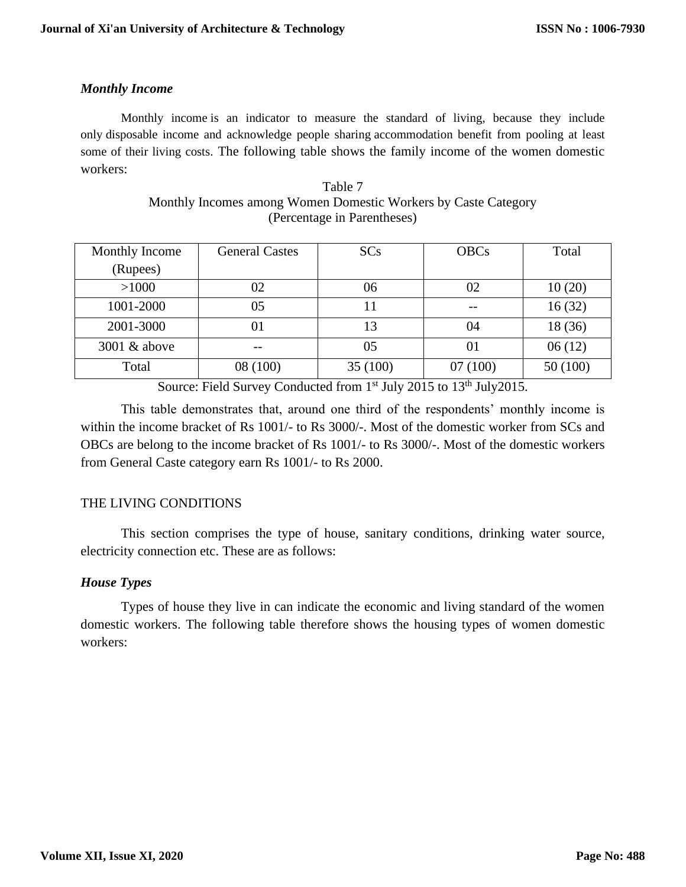### *Monthly Income*

Monthly income is an indicator to measure the standard of living, because they include only disposable income and acknowledge people sharing accommodation benefit from pooling at least some of their living costs. The following table shows the family income of the women domestic workers:

Table 7
Monthly Incomes among Women Domestic Workers by Caste Category
(Percentage in Parentheses)

| Monthly Income (Rupees) | General Castes | SCs | OBCs | Total |
|---|---|---|---|---|
| >1000 | 02 | 06 | 02 | 10 (20) |
| 1001-2000 | 05 | 11 | -- | 16 (32) |
| 2001-3000 | 01 | 13 | 04 | 18 (36) |
| 3001 & above | -- | 05 | 01 | 06 (12) |
| Total | 08 (100) | 35 (100) | 07 (100) | 50 (100) |

Source: Field Survey Conducted from 1st July 2015 to 13th July2015.

This table demonstrates that, around one third of the respondents' monthly income is within the income bracket of Rs 1001/- to Rs 3000/-. Most of the domestic worker from SCs and OBCs are belong to the income bracket of Rs 1001/- to Rs 3000/-. Most of the domestic workers from General Caste category earn Rs 1001/- to Rs 2000.

## THE LIVING CONDITIONS

This section comprises the type of house, sanitary conditions, drinking water source, electricity connection etc. These are as follows:

### *House Types*

Types of house they live in can indicate the economic and living standard of the women domestic workers. The following table therefore shows the housing types of women domestic workers: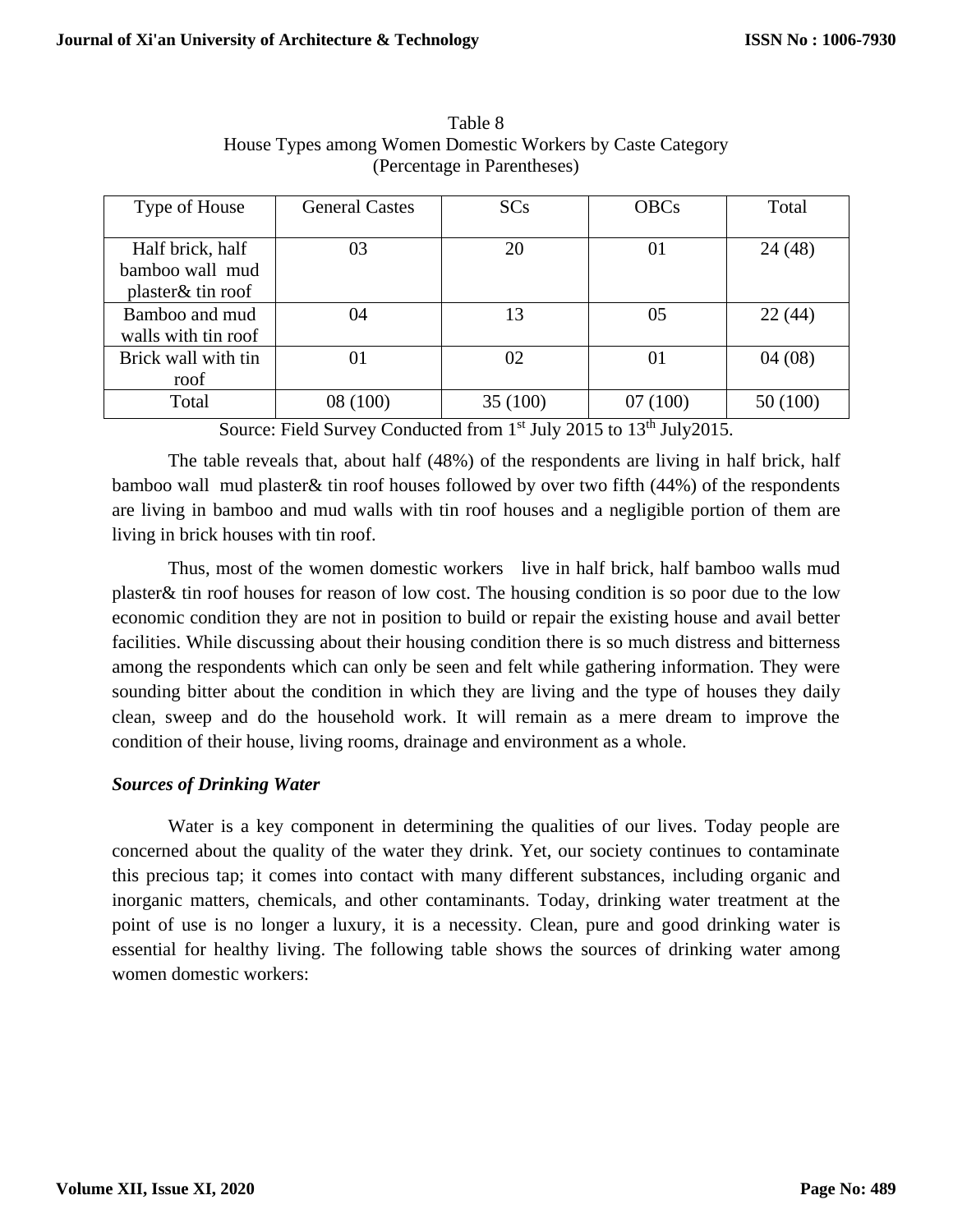Table 8
House Types among Women Domestic Workers by Caste Category
(Percentage in Parentheses)

| Type of House | General Castes | SCs | OBCs | Total |
|---|---|---|---|---|
| Half brick, half bamboo wall mud plaster& tin roof | 03 | 20 | 01 | 24 (48) |
| Bamboo and mud walls with tin roof | 04 | 13 | 05 | 22 (44) |
| Brick wall with tin roof | 01 | 02 | 01 | 04 (08) |
| Total | 08 (100) | 35 (100) | 07 (100) | 50 (100) |

Source: Field Survey Conducted from 1st July 2015 to 13th July2015.

The table reveals that, about half (48%) of the respondents are living in half brick, half bamboo wall mud plaster& tin roof houses followed by over two fifth (44%) of the respondents are living in bamboo and mud walls with tin roof houses and a negligible portion of them are living in brick houses with tin roof.

Thus, most of the women domestic workers live in half brick, half bamboo walls mud plaster& tin roof houses for reason of low cost. The housing condition is so poor due to the low economic condition they are not in position to build or repair the existing house and avail better facilities. While discussing about their housing condition there is so much distress and bitterness among the respondents which can only be seen and felt while gathering information. They were sounding bitter about the condition in which they are living and the type of houses they daily clean, sweep and do the household work. It will remain as a mere dream to improve the condition of their house, living rooms, drainage and environment as a whole.

***Sources of Drinking Water***

Water is a key component in determining the qualities of our lives. Today people are concerned about the quality of the water they drink. Yet, our society continues to contaminate this precious tap; it comes into contact with many different substances, including organic and inorganic matters, chemicals, and other contaminants. Today, drinking water treatment at the point of use is no longer a luxury, it is a necessity. Clean, pure and good drinking water is essential for healthy living. The following table shows the sources of drinking water among women domestic workers: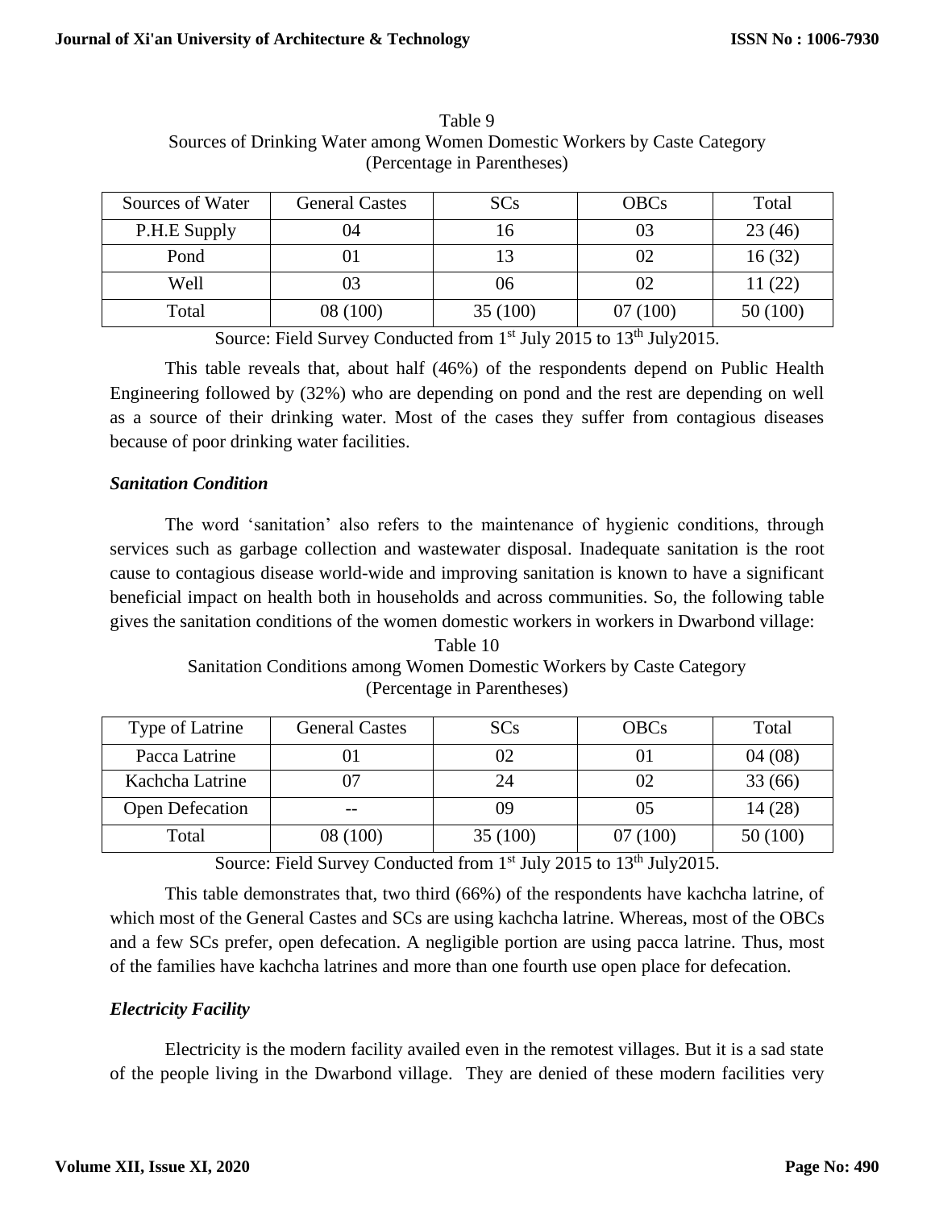Table 9
Sources of Drinking Water among Women Domestic Workers by Caste Category
(Percentage in Parentheses)

| Sources of Water | General Castes | SCs | OBCs | Total |
|---|---|---|---|---|
| P.H.E Supply | 04 | 16 | 03 | 23 (46) |
| Pond | 01 | 13 | 02 | 16 (32) |
| Well | 03 | 06 | 02 | 11 (22) |
| Total | 08 (100) | 35 (100) | 07 (100) | 50 (100) |

Source: Field Survey Conducted from 1st July 2015 to 13th July2015.

This table reveals that, about half (46%) of the respondents depend on Public Health Engineering followed by (32%) who are depending on pond and the rest are depending on well as a source of their drinking water. Most of the cases they suffer from contagious diseases because of poor drinking water facilities.

### *Sanitation Condition*

The word 'sanitation' also refers to the maintenance of hygienic conditions, through services such as garbage collection and wastewater disposal. Inadequate sanitation is the root cause to contagious disease world-wide and improving sanitation is known to have a significant beneficial impact on health both in households and across communities. So, the following table gives the sanitation conditions of the women domestic workers in workers in Dwarbond village:

Table 10
Sanitation Conditions among Women Domestic Workers by Caste Category
(Percentage in Parentheses)

| Type of Latrine | General Castes | SCs | OBCs | Total |
|---|---|---|---|---|
| Pacca Latrine | 01 | 02 | 01 | 04 (08) |
| Kachcha Latrine | 07 | 24 | 02 | 33 (66) |
| Open Defecation | -- | 09 | 05 | 14 (28) |
| Total | 08 (100) | 35 (100) | 07 (100) | 50 (100) |

Source: Field Survey Conducted from 1st July 2015 to 13th July2015.

This table demonstrates that, two third (66%) of the respondents have kachcha latrine, of which most of the General Castes and SCs are using kachcha latrine. Whereas, most of the OBCs and a few SCs prefer, open defecation. A negligible portion are using pacca latrine. Thus, most of the families have kachcha latrines and more than one fourth use open place for defecation.

### *Electricity Facility*

Electricity is the modern facility availed even in the remotest villages. But it is a sad state of the people living in the Dwarbond village. They are denied of these modern facilities very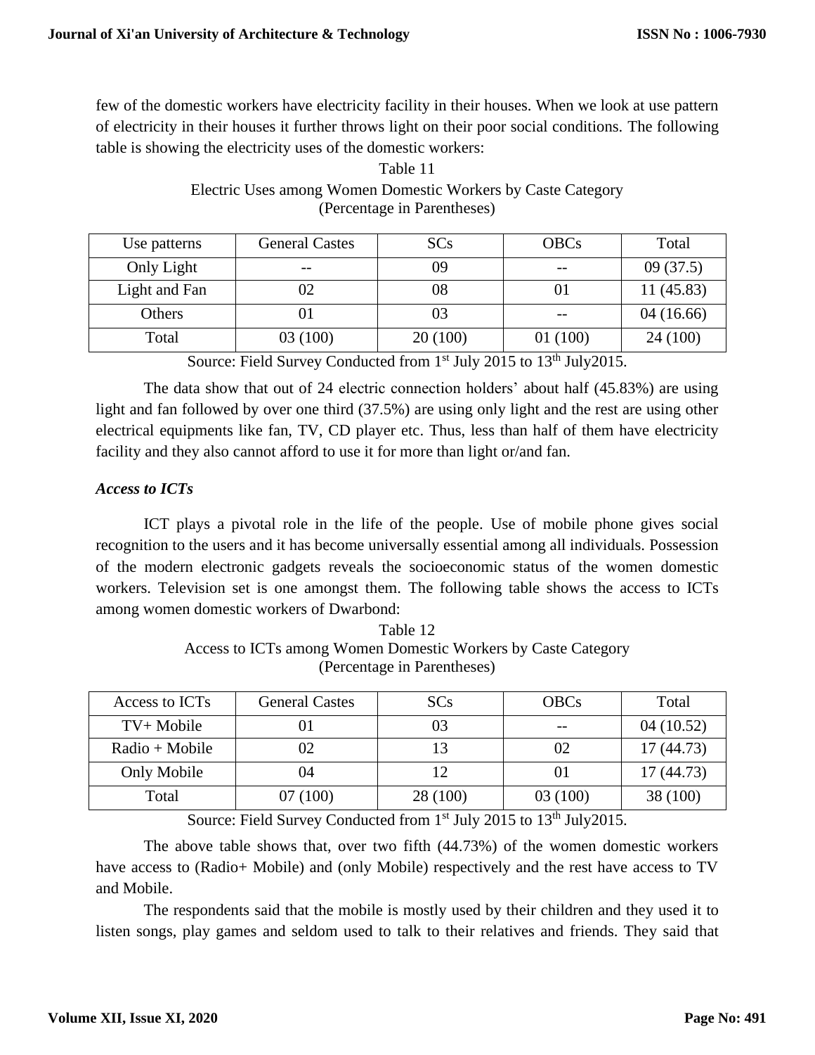few of the domestic workers have electricity facility in their houses. When we look at use pattern of electricity in their houses it further throws light on their poor social conditions. The following table is showing the electricity uses of the domestic workers:

Table 11
Electric Uses among Women Domestic Workers by Caste Category
(Percentage in Parentheses)

| Use patterns | General Castes | SCs | OBCs | Total |
|---|---|---|---|---|
| Only Light | -- | 09 | -- | 09 (37.5) |
| Light and Fan | 02 | 08 | 01 | 11 (45.83) |
| Others | 01 | 03 | -- | 04 (16.66) |
| Total | 03 (100) | 20 (100) | 01 (100) | 24 (100) |

Source: Field Survey Conducted from 1st July 2015 to 13th July2015.

The data show that out of 24 electric connection holders' about half (45.83%) are using light and fan followed by over one third (37.5%) are using only light and the rest are using other electrical equipments like fan, TV, CD player etc. Thus, less than half of them have electricity facility and they also cannot afford to use it for more than light or/and fan.

### *Access to ICTs*

ICT plays a pivotal role in the life of the people. Use of mobile phone gives social recognition to the users and it has become universally essential among all individuals. Possession of the modern electronic gadgets reveals the socioeconomic status of the women domestic workers. Television set is one amongst them. The following table shows the access to ICTs among women domestic workers of Dwarbond:

Table 12
Access to ICTs among Women Domestic Workers by Caste Category
(Percentage in Parentheses)

| Access to ICTs | General Castes | SCs | OBCs | Total |
|---|---|---|---|---|
| TV+ Mobile | 01 | 03 | -- | 04 (10.52) |
| Radio + Mobile | 02 | 13 | 02 | 17 (44.73) |
| Only Mobile | 04 | 12 | 01 | 17 (44.73) |
| Total | 07 (100) | 28 (100) | 03 (100) | 38 (100) |

Source: Field Survey Conducted from 1st July 2015 to 13th July2015.

The above table shows that, over two fifth (44.73%) of the women domestic workers have access to (Radio+ Mobile) and (only Mobile) respectively and the rest have access to TV and Mobile.

The respondents said that the mobile is mostly used by their children and they used it to listen songs, play games and seldom used to talk to their relatives and friends. They said that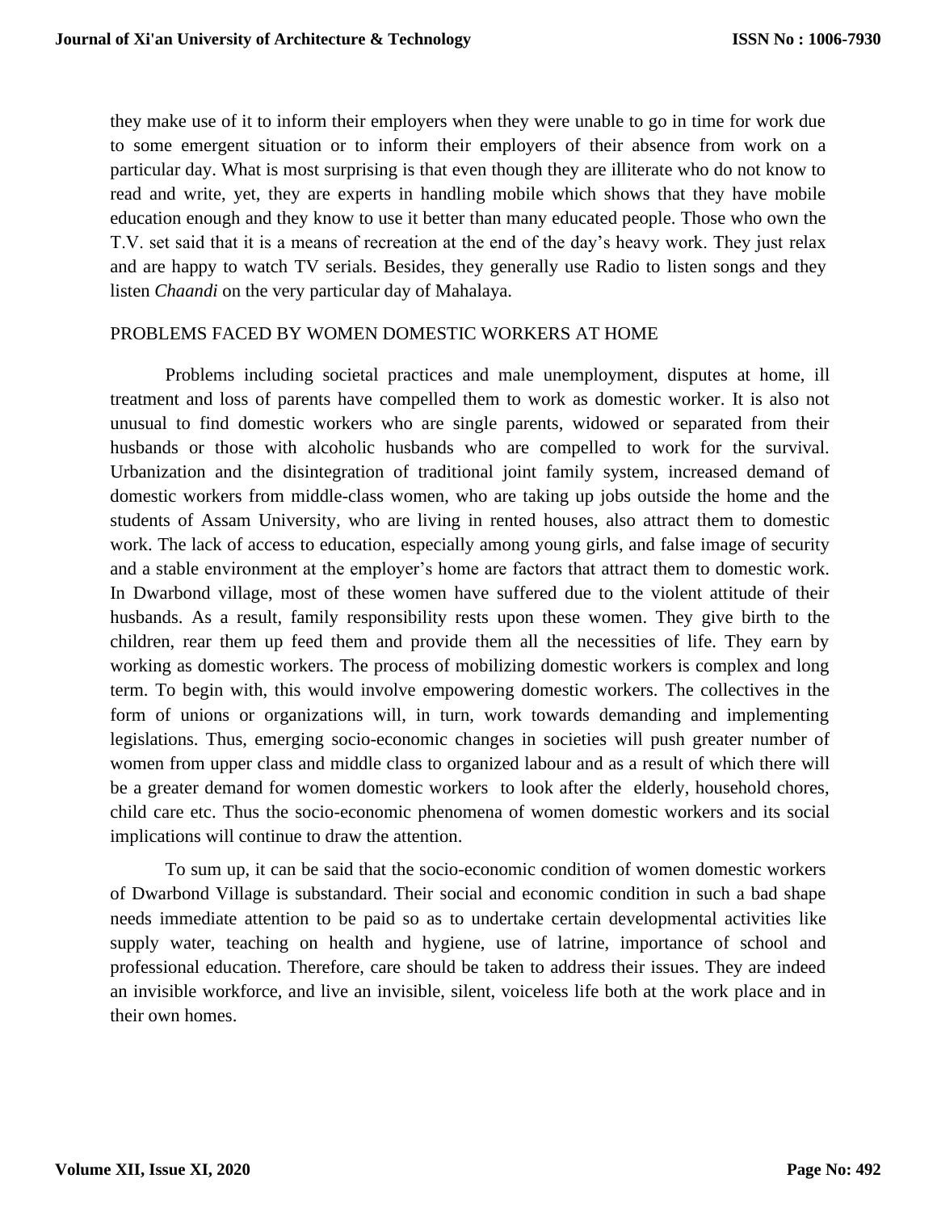they make use of it to inform their employers when they were unable to go in time for work due to some emergent situation or to inform their employers of their absence from work on a particular day. What is most surprising is that even though they are illiterate who do not know to read and write, yet, they are experts in handling mobile which shows that they have mobile education enough and they know to use it better than many educated people. Those who own the T.V. set said that it is a means of recreation at the end of the day's heavy work. They just relax and are happy to watch TV serials. Besides, they generally use Radio to listen songs and they listen *Chaandi* on the very particular day of Mahalaya.

## PROBLEMS FACED BY WOMEN DOMESTIC WORKERS AT HOME

Problems including societal practices and male unemployment, disputes at home, ill treatment and loss of parents have compelled them to work as domestic worker. It is also not unusual to find domestic workers who are single parents, widowed or separated from their husbands or those with alcoholic husbands who are compelled to work for the survival. Urbanization and the disintegration of traditional joint family system, increased demand of domestic workers from middle-class women, who are taking up jobs outside the home and the students of Assam University, who are living in rented houses, also attract them to domestic work. The lack of access to education, especially among young girls, and false image of security and a stable environment at the employer's home are factors that attract them to domestic work. In Dwarbond village, most of these women have suffered due to the violent attitude of their husbands. As a result, family responsibility rests upon these women. They give birth to the children, rear them up feed them and provide them all the necessities of life. They earn by working as domestic workers. The process of mobilizing domestic workers is complex and long term. To begin with, this would involve empowering domestic workers. The collectives in the form of unions or organizations will, in turn, work towards demanding and implementing legislations. Thus, emerging socio-economic changes in societies will push greater number of women from upper class and middle class to organized labour and as a result of which there will be a greater demand for women domestic workers to look after the elderly, household chores, child care etc. Thus the socio-economic phenomena of women domestic workers and its social implications will continue to draw the attention.

To sum up, it can be said that the socio-economic condition of women domestic workers of Dwarbond Village is substandard. Their social and economic condition in such a bad shape needs immediate attention to be paid so as to undertake certain developmental activities like supply water, teaching on health and hygiene, use of latrine, importance of school and professional education. Therefore, care should be taken to address their issues. They are indeed an invisible workforce, and live an invisible, silent, voiceless life both at the work place and in their own homes.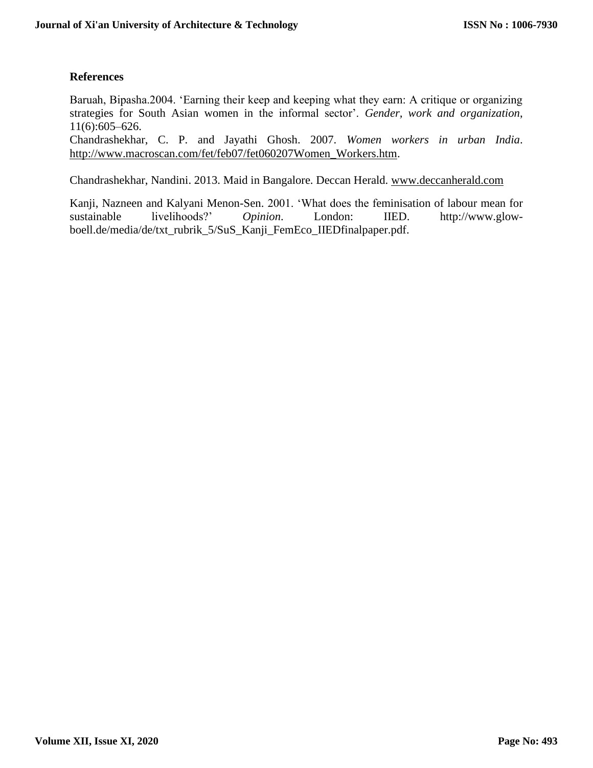**References**

Baruah, Bipasha.2004. 'Earning their keep and keeping what they earn: A critique or organizing strategies for South Asian women in the informal sector'. *Gender, work and organization*, 11(6):605–626.

Chandrashekhar, C. P. and Jayathi Ghosh. 2007. *Women workers in urban India*. http://www.macroscan.com/fet/feb07/fet060207Women_Workers.htm.

Chandrashekhar, Nandini. 2013. Maid in Bangalore. Deccan Herald. www.deccanherald.com

Kanji, Nazneen and Kalyani Menon-Sen. 2001. 'What does the feminisation of labour mean for sustainable livelihoods?' *Opinion*. London: IIED. http://www.glow-boell.de/media/de/txt_rubrik_5/SuS_Kanji_FemEco_IIEDfinalpaper.pdf.